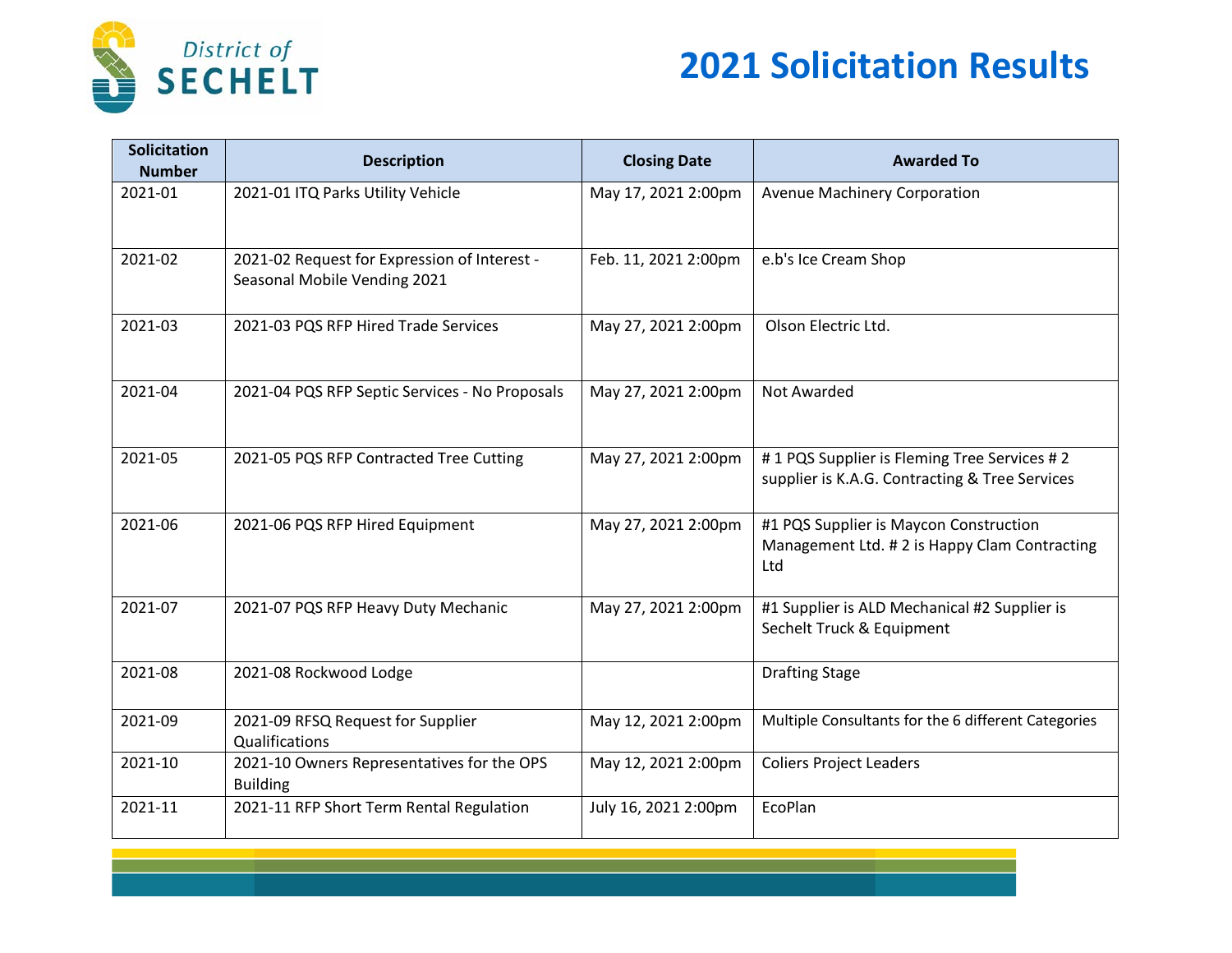District of SECHELT

# 2021 Solicitation Results

| Solicitation Number | Description | Closing Date | Awarded To |
|---|---|---|---|
| 2021-01 | 2021-01 ITQ Parks Utility Vehicle | May 17, 2021 2:00pm | Avenue Machinery Corporation |
| 2021-02 | 2021-02 Request for Expression of Interest - Seasonal Mobile Vending 2021 | Feb. 11, 2021 2:00pm | e.b's Ice Cream Shop |
| 2021-03 | 2021-03 PQS RFP Hired Trade Services | May 27, 2021 2:00pm | Olson Electric Ltd. |
| 2021-04 | 2021-04 PQS RFP Septic Services - No Proposals | May 27, 2021 2:00pm | Not Awarded |
| 2021-05 | 2021-05 PQS RFP Contracted Tree Cutting | May 27, 2021 2:00pm | # 1 PQS Supplier is Fleming Tree Services # 2 supplier is K.A.G. Contracting & Tree Services |
| 2021-06 | 2021-06 PQS RFP Hired Equipment | May 27, 2021 2:00pm | #1 PQS Supplier is Maycon Construction Management Ltd. # 2 is Happy Clam Contracting Ltd |
| 2021-07 | 2021-07 PQS RFP Heavy Duty Mechanic | May 27, 2021 2:00pm | #1 Supplier is ALD Mechanical #2 Supplier is Sechelt Truck & Equipment |
| 2021-08 | 2021-08 Rockwood Lodge | | Drafting Stage |
| 2021-09 | 2021-09 RFSQ Request for Supplier Qualifications | May 12, 2021 2:00pm | Multiple Consultants for the 6 different Categories |
| 2021-10 | 2021-10 Owners Representatives for the OPS Building | May 12, 2021 2:00pm | Coliers Project Leaders |
| 2021-11 | 2021-11 RFP Short Term Rental Regulation | July 16, 2021 2:00pm | EcoPlan |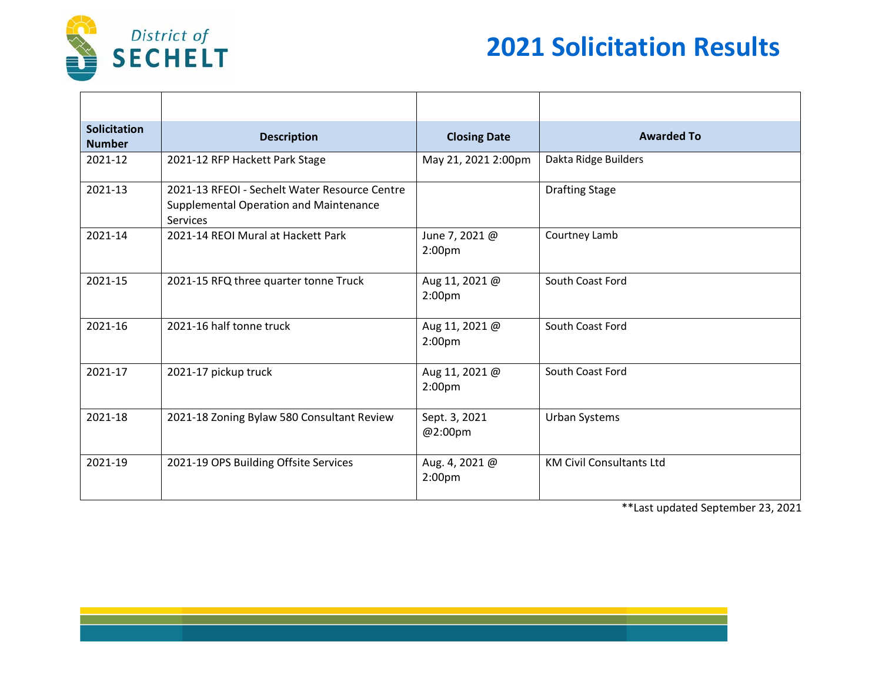# 2021 Solicitation Results

| Solicitation Number | Description | Closing Date | Awarded To |
| --- | --- | --- | --- |
| 2021-12 | 2021-12 RFP Hackett Park Stage | May 21, 2021 2:00pm | Dakta Ridge Builders |
| 2021-13 | 2021-13 RFEOI - Sechelt Water Resource Centre Supplemental Operation and Maintenance Services | | Drafting Stage |
| 2021-14 | 2021-14 REOI Mural at Hackett Park | June 7, 2021 @ 2:00pm | Courtney Lamb |
| 2021-15 | 2021-15 RFQ three quarter tonne Truck | Aug 11, 2021 @ 2:00pm | South Coast Ford |
| 2021-16 | 2021-16 half tonne truck | Aug 11, 2021 @ 2:00pm | South Coast Ford |
| 2021-17 | 2021-17 pickup truck | Aug 11, 2021 @ 2:00pm | South Coast Ford |
| 2021-18 | 2021-18 Zoning Bylaw 580 Consultant Review | Sept. 3, 2021 @2:00pm | Urban Systems |
| 2021-19 | 2021-19 OPS Building Offsite Services | Aug. 4, 2021 @ 2:00pm | KM Civil Consultants Ltd |

**Last updated September 23, 2021